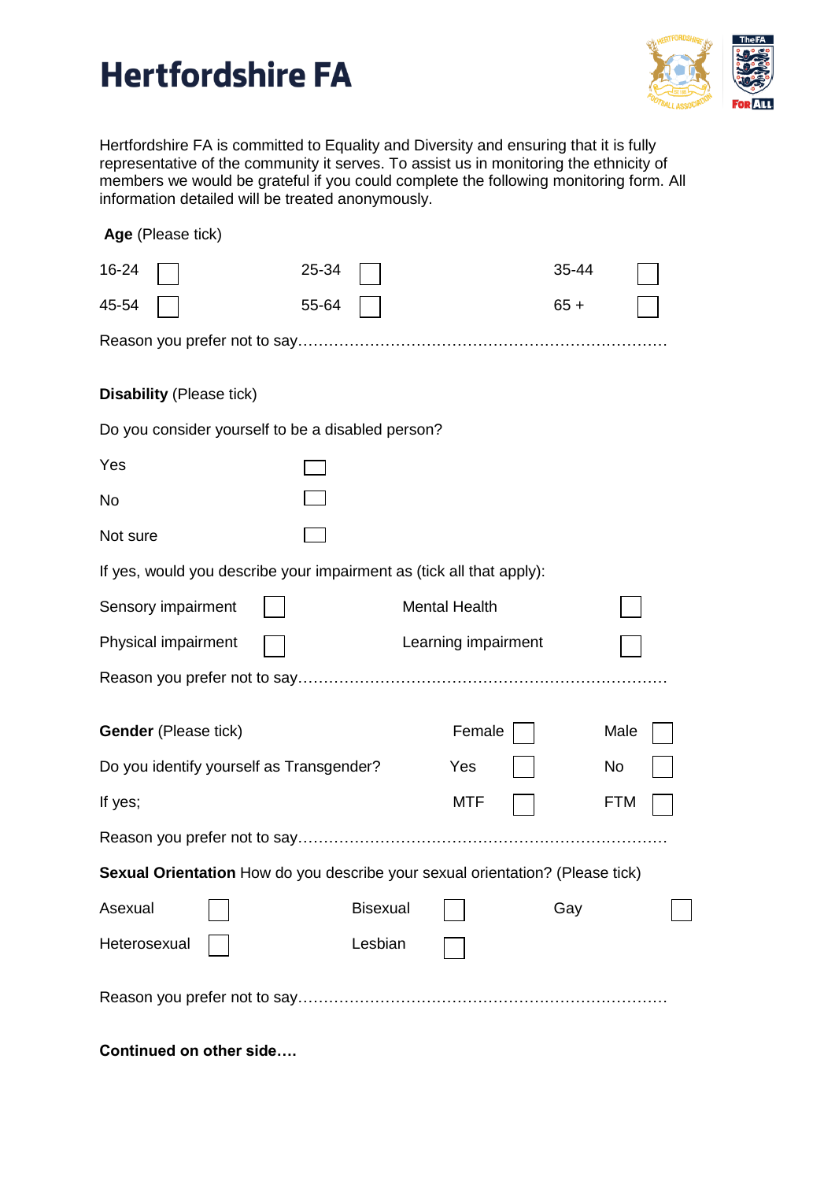# Hertfordshire FA

Hertfordshire FA is committed to Equality and Diversity and ensuring that it is fully representative of the community it serves. To assist us in monitoring the ethnicity of members we would be grateful if you could complete the following monitoring form. All information detailed will be treated anonymously.

**Age** (Please tick)

| | | | | | |
|---|---|---|---|---|---|
| 16-24 | ☐ | 25-34 | ☐ | 35-44 | ☐ |
| 45-54 | ☐ | 55-64 | ☐ | 65 + | ☐ |

Reason you prefer not to say……………………………………………………………….

**Disability** (Please tick)

Do you consider yourself to be a disabled person?

| | |
|---|---|
| Yes | ☐ |
| No | ☐ |
| Not sure | ☐ |

If yes, would you describe your impairment as (tick all that apply):

| | | | |
|---|---|---|---|
| Sensory impairment | ☐ | Mental Health | ☐ |
| Physical impairment | ☐ | Learning impairment | ☐ |

Reason you prefer not to say……………………………………………………………….

| | | | | |
|---|---|---|---|---|
| **Gender** (Please tick) | Female | ☐ | Male | ☐ |
| Do you identify yourself as Transgender? | Yes | ☐ | No | ☐ |
| If yes; | MTF | ☐ | FTM | ☐ |

Reason you prefer not to say……………………………………………………………….

**Sexual Orientation** How do you describe your sexual orientation? (Please tick)

| | | | | | |
|---|---|---|---|---|---|
| Asexual | ☐ | Bisexual | ☐ | Gay | ☐ |
| Heterosexual | ☐ | Lesbian | ☐ | | |

Reason you prefer not to say……………………………………………………………….

**Continued on other side….**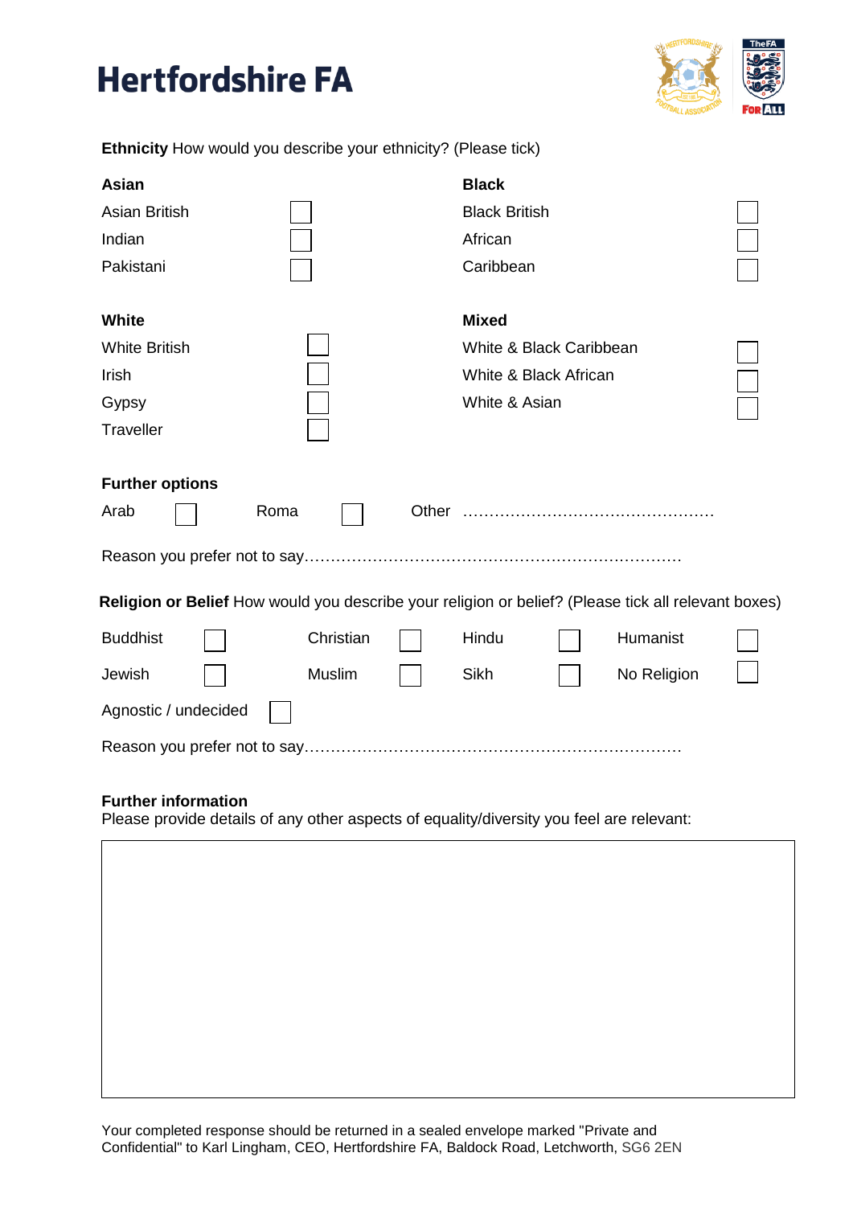# Hertfordshire FA

**Ethnicity** How would you describe your ethnicity? (Please tick)

| | | | |
|---|---|---|---|
| **Asian** | | **Black** | |
| Asian British | ☐ | Black British | ☐ |
| Indian | ☐ | African | ☐ |
| Pakistani | ☐ | Caribbean | ☐ |
| **White** | | **Mixed** | |
| White British | ☐ | White & Black Caribbean | ☐ |
| Irish | ☐ | White & Black African | ☐ |
| Gypsy | ☐ | White & Asian | ☐ |
| Traveller | ☐ | | |

**Further options**

Arab ☐ Roma ☐ Other …………………………………………

Reason you prefer not to say………………………………………………………………

**Religion or Belief** How would you describe your religion or belief? (Please tick all relevant boxes)

| | | | | | | | |
|---|---|---|---|---|---|---|---|
| Buddhist | ☐ | Christian | ☐ | Hindu | ☐ | Humanist | ☐ |
| Jewish | ☐ | Muslim | ☐ | Sikh | ☐ | No Religion | ☐ |

Agnostic / undecided ☐

Reason you prefer not to say………………………………………………………………

**Further information**
Please provide details of any other aspects of equality/diversity you feel are relevant:

Your completed response should be returned in a sealed envelope marked "Private and Confidential" to Karl Lingham, CEO, Hertfordshire FA, Baldock Road, Letchworth, SG6 2EN